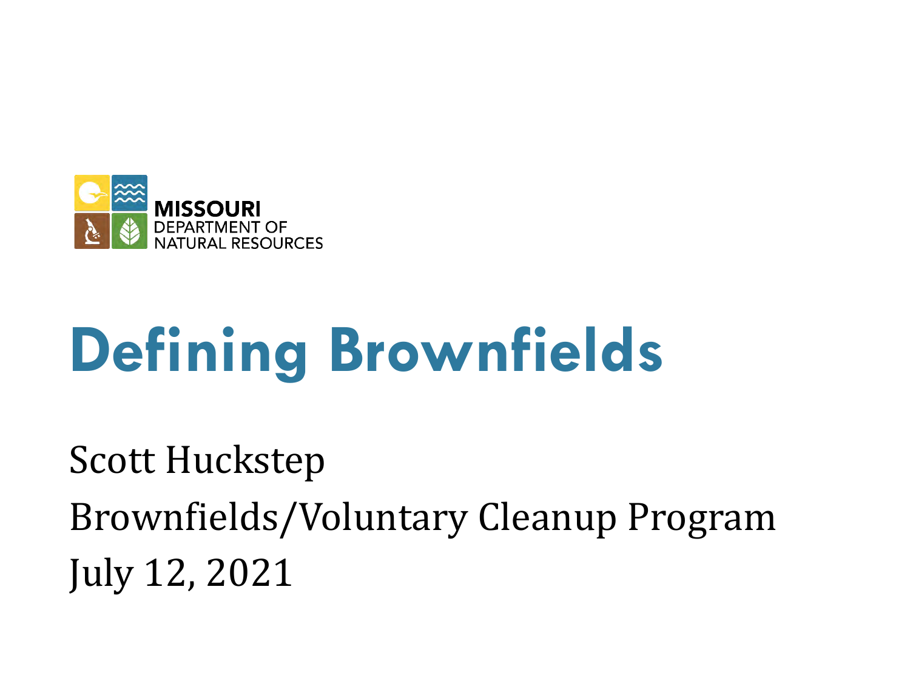MISSOURI
DEPARTMENT OF
NATURAL RESOURCES

# Defining Brownfields

Scott Huckstep

Brownfields/Voluntary Cleanup Program

July 12, 2021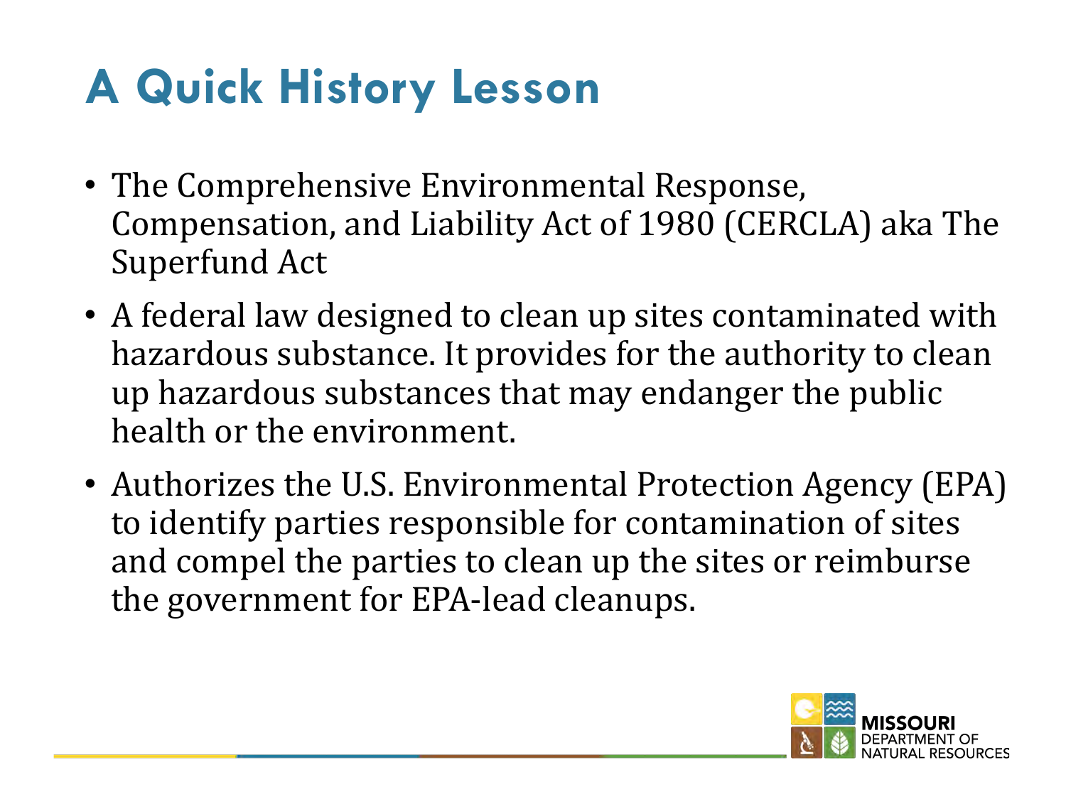# A Quick History Lesson

- The Comprehensive Environmental Response, Compensation, and Liability Act of 1980 (CERCLA) aka The Superfund Act
- A federal law designed to clean up sites contaminated with hazardous substance. It provides for the authority to clean up hazardous substances that may endanger the public health or the environment.
- Authorizes the U.S. Environmental Protection Agency (EPA) to identify parties responsible for contamination of sites and compel the parties to clean up the sites or reimburse the government for EPA-lead cleanups.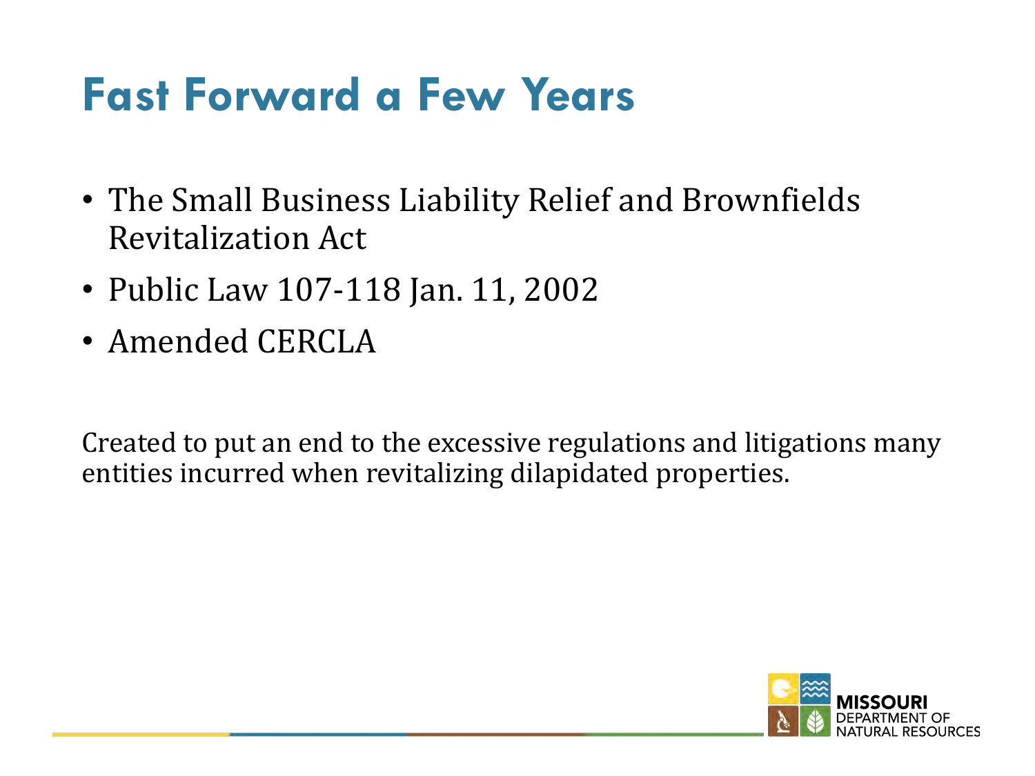# Fast Forward a Few Years

- The Small Business Liability Relief and Brownfields Revitalization Act
- Public Law 107-118 Jan. 11, 2002
- Amended CERCLA

Created to put an end to the excessive regulations and litigations many entities incurred when revitalizing dilapidated properties.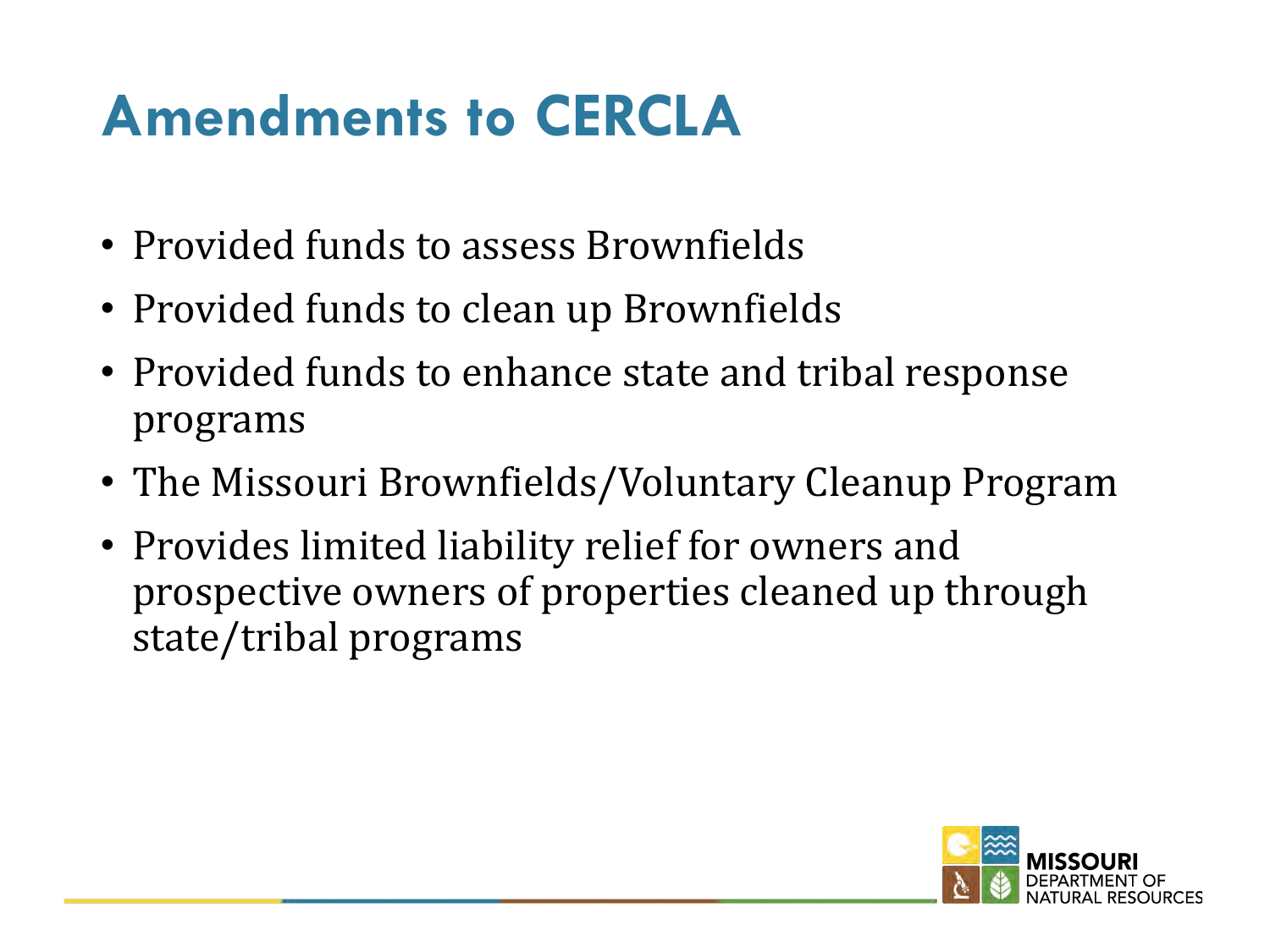# Amendments to CERCLA

- Provided funds to assess Brownfields
- Provided funds to clean up Brownfields
- Provided funds to enhance state and tribal response programs
- The Missouri Brownfields/Voluntary Cleanup Program
- Provides limited liability relief for owners and prospective owners of properties cleaned up through state/tribal programs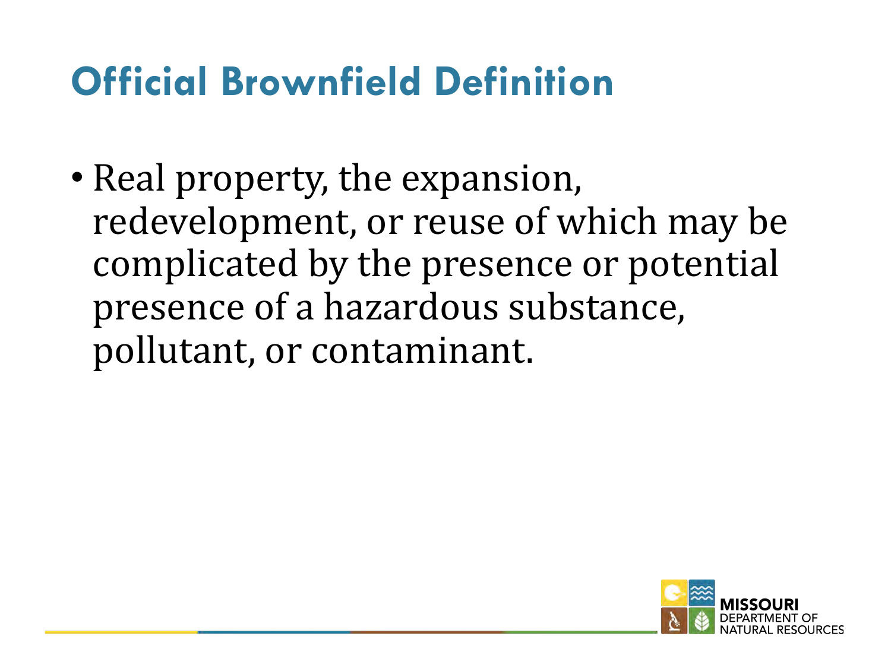# Official Brownfield Definition

- Real property, the expansion, redevelopment, or reuse of which may be complicated by the presence or potential presence of a hazardous substance, pollutant, or contaminant.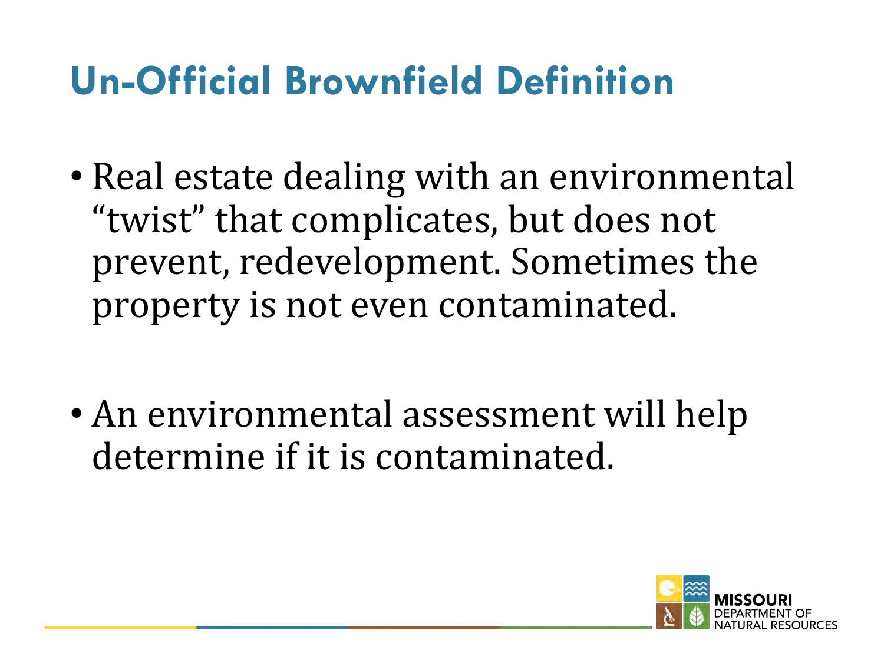# Un-Official Brownfield Definition

- Real estate dealing with an environmental "twist" that complicates, but does not prevent, redevelopment. Sometimes the property is not even contaminated.

- An environmental assessment will help determine if it is contaminated.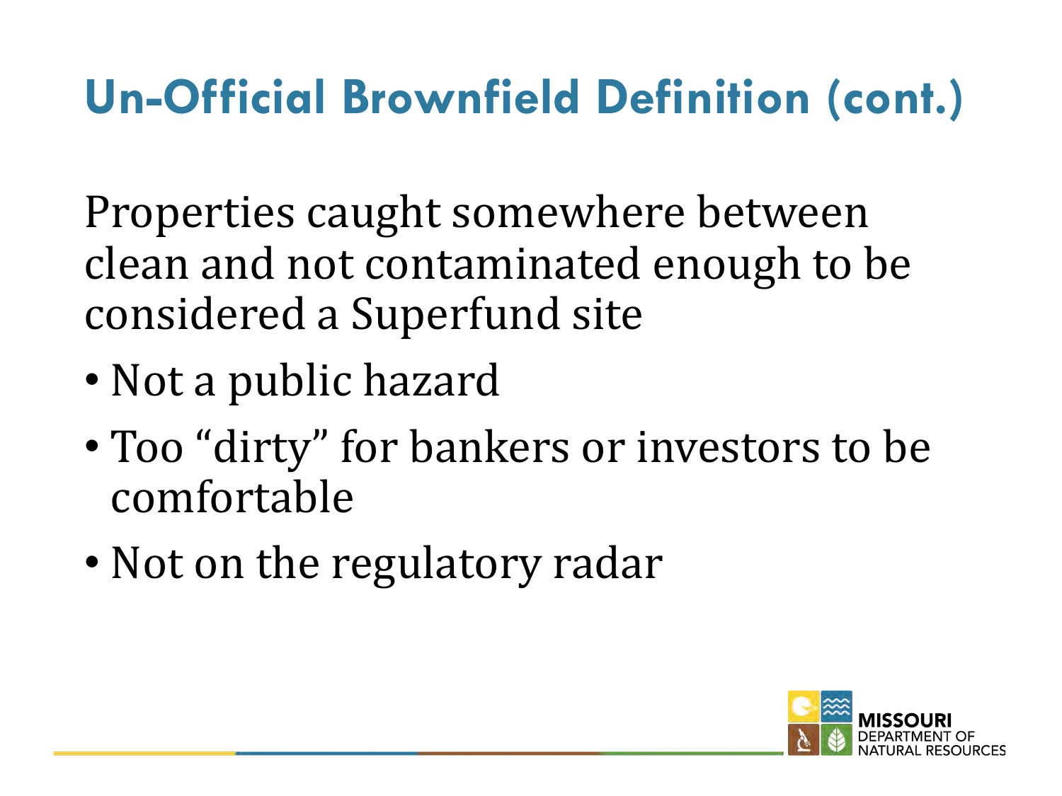# Un-Official Brownfield Definition (cont.)

Properties caught somewhere between clean and not contaminated enough to be considered a Superfund site

- Not a public hazard
- Too "dirty" for bankers or investors to be comfortable
- Not on the regulatory radar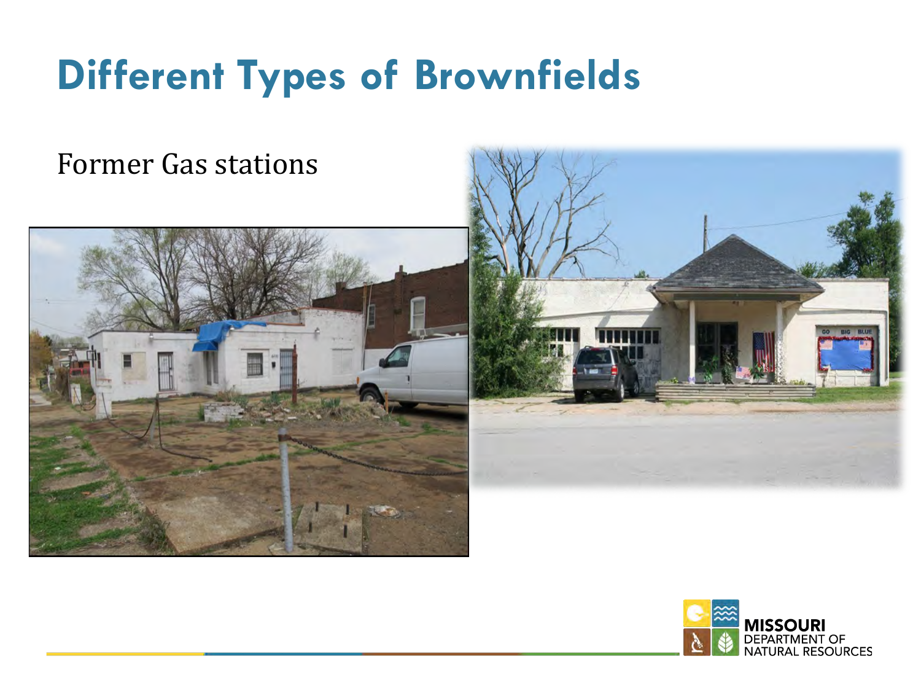# Different Types of Brownfields

Former Gas stations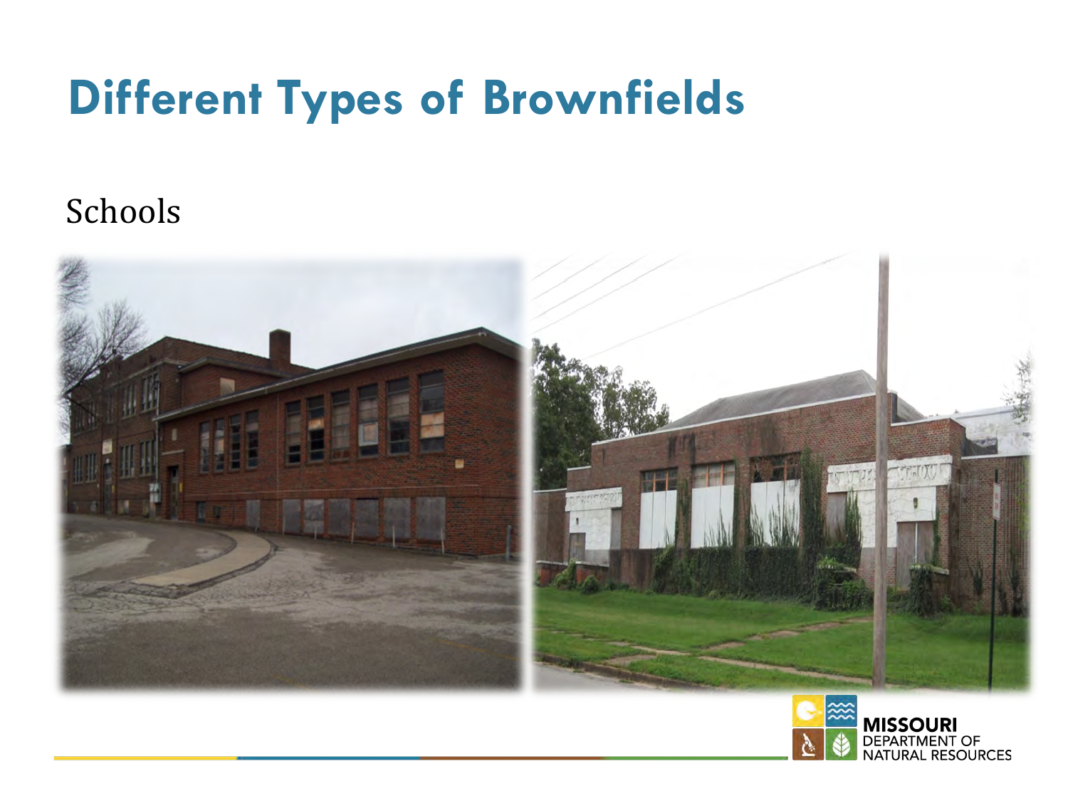# Different Types of Brownfields

Schools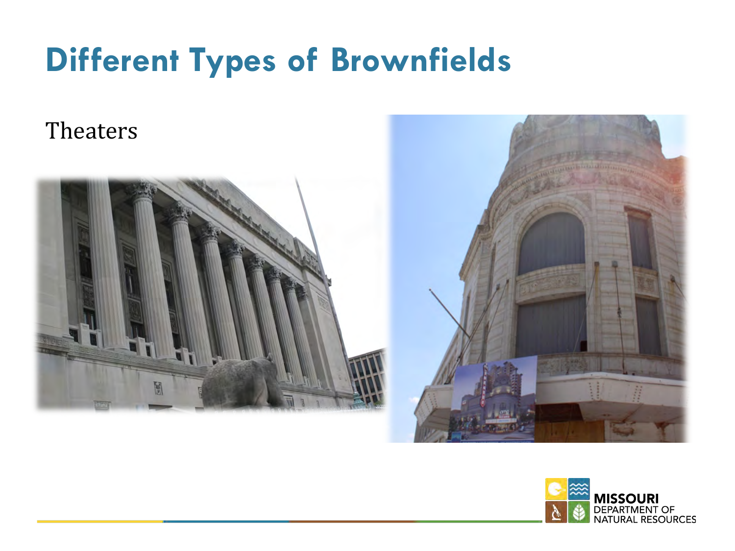# Different Types of Brownfields

Theaters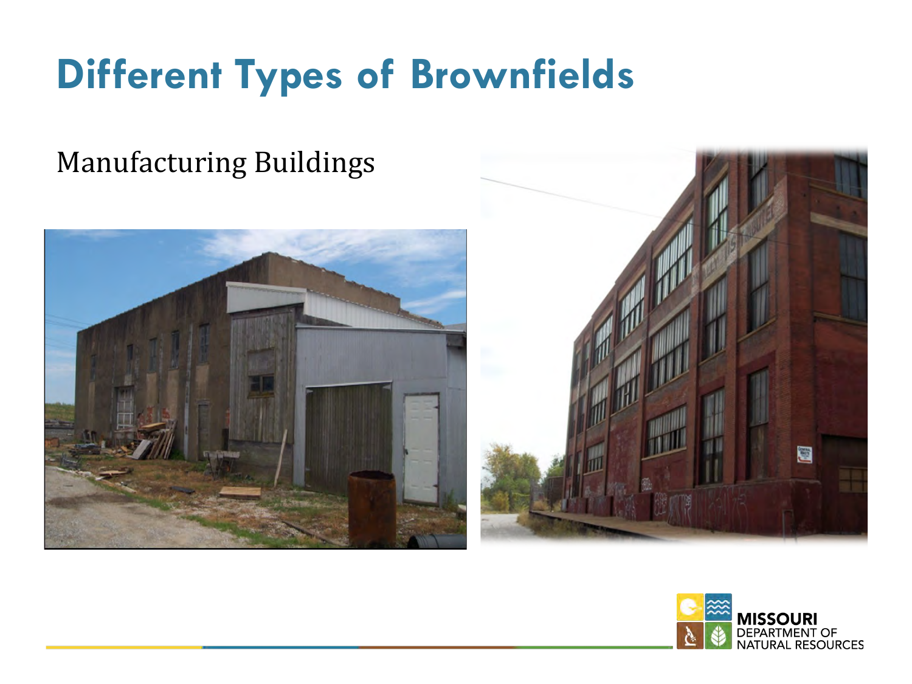# Different Types of Brownfields

Manufacturing Buildings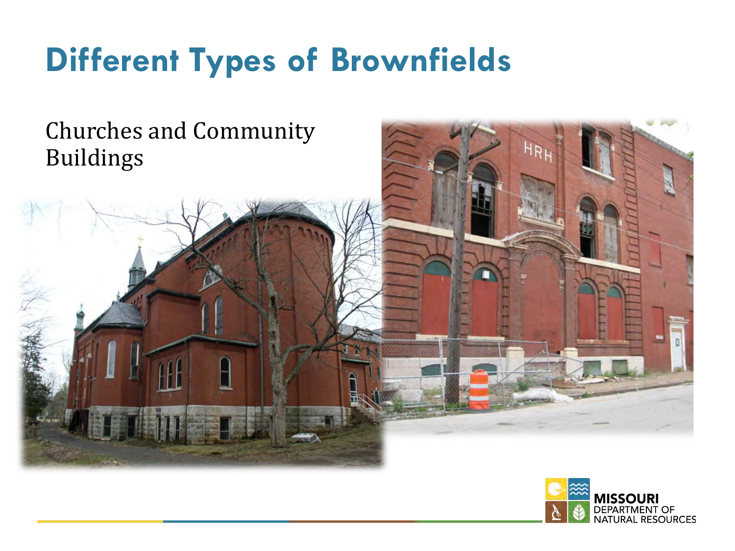# Different Types of Brownfields

Churches and Community Buildings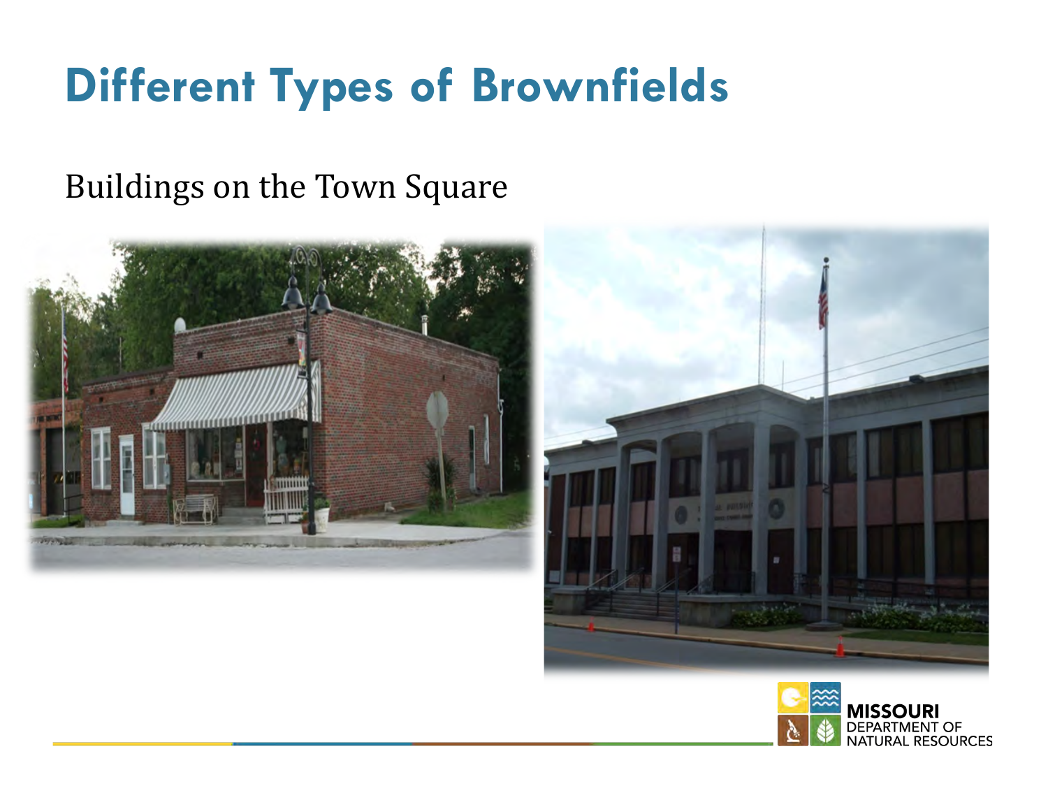# Different Types of Brownfields

Buildings on the Town Square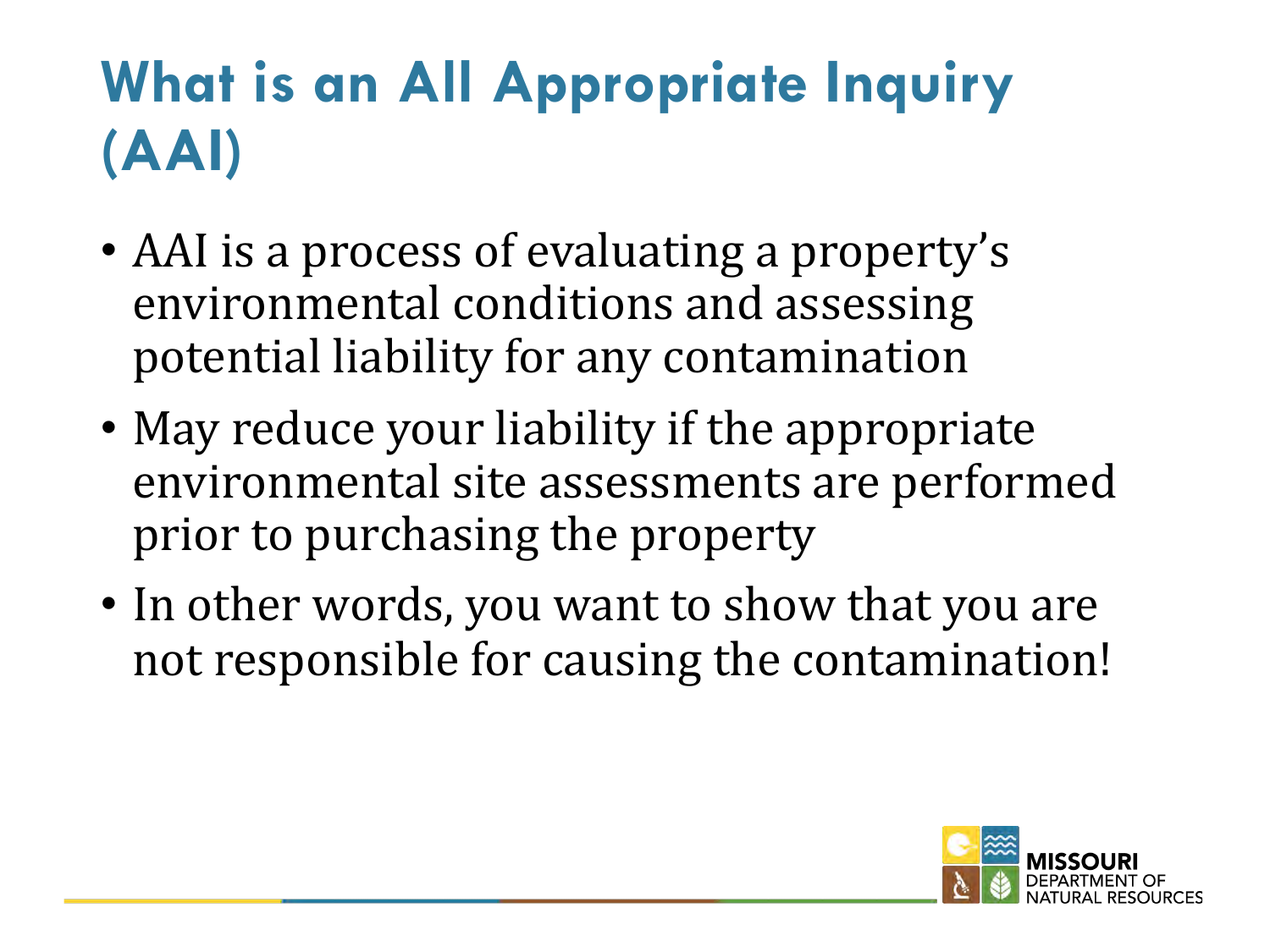# What is an All Appropriate Inquiry (AAI)

- AAI is a process of evaluating a property's environmental conditions and assessing potential liability for any contamination
- May reduce your liability if the appropriate environmental site assessments are performed prior to purchasing the property
- In other words, you want to show that you are not responsible for causing the contamination!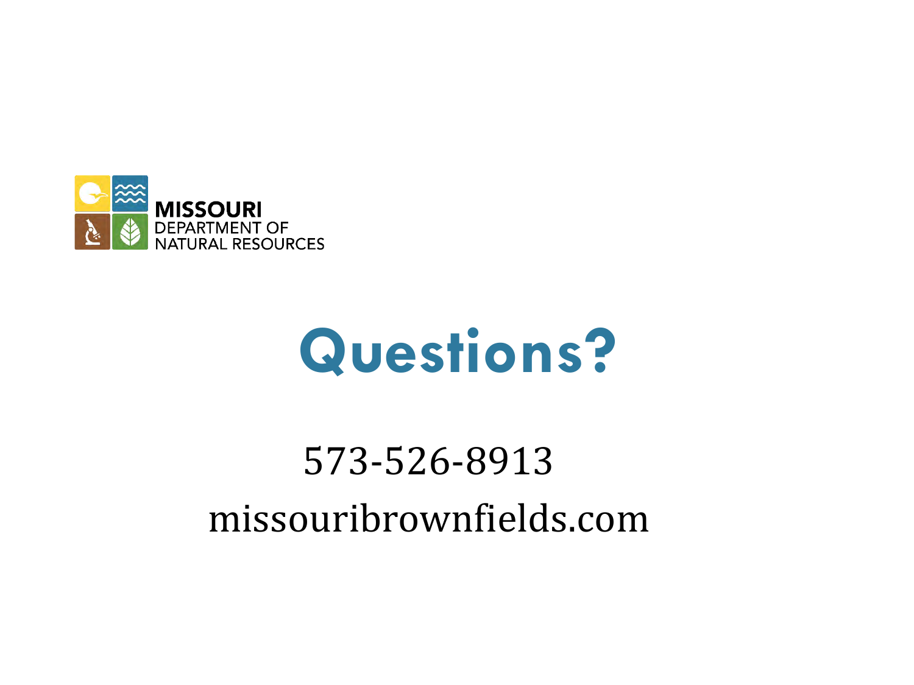MISSOURI
DEPARTMENT OF
NATURAL RESOURCES

# Questions?

573-526-8913

missouribrownfields.com